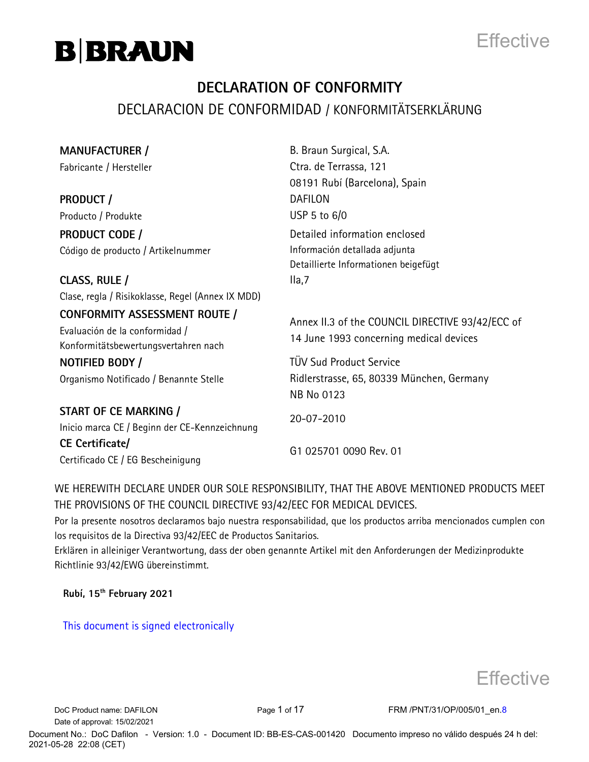B|BRAUN

# DECLARATION OF CONFORMITY

## DECLARACION DE CONFORMIDAD / KONFORMITÄTSERKLÄRUNG

| | |
|---|---|
| **MANUFACTURER /** Fabricante / Hersteller | B. Braun Surgical, S.A. Ctra. de Terrassa, 121 08191 Rubí (Barcelona), Spain |
| **PRODUCT /** Producto / Produkte | DAFILON USP 5 to 6/0 |
| **PRODUCT CODE /** Código de producto / Artikelnummer | Detailed information enclosed Información detallada adjunta Detaillierte Informationen beigefügt |
| **CLASS, RULE /** Clase, regla / Risikoklasse, Regel (Annex IX MDD) | IIa,7 |
| **CONFORMITY ASSESSMENT ROUTE /** Evaluación de la conformidad / Konformitätsbewertungsvertahren nach | Annex II.3 of the COUNCIL DIRECTIVE 93/42/ECC of 14 June 1993 concerning medical devices |
| **NOTIFIED BODY /** Organismo Notificado / Benannte Stelle | TÜV Sud Product Service Ridlerstrasse, 65, 80339 München, Germany NB No 0123 |
| **START OF CE MARKING /** Inicio marca CE / Beginn der CE-Kennzeichnung | 20-07-2010 |
| **CE Certificate/** Certificado CE / EG Bescheinigung | G1 025701 0090 Rev. 01 |

WE HEREWITH DECLARE UNDER OUR SOLE RESPONSIBILITY, THAT THE ABOVE MENTIONED PRODUCTS MEET THE PROVISIONS OF THE COUNCIL DIRECTIVE 93/42/EEC FOR MEDICAL DEVICES.

Por la presente nosotros declaramos bajo nuestra responsabilidad, que los productos arriba mencionados cumplen con los requisitos de la Directiva 93/42/EEC de Productos Sanitarios.

Erklären in alleiniger Verantwortung, dass der oben genannte Artikel mit den Anforderungen der Medizinprodukte Richtlinie 93/42/EWG übereinstimmt.

**Rubí, 15th February 2021**

This document is signed electronically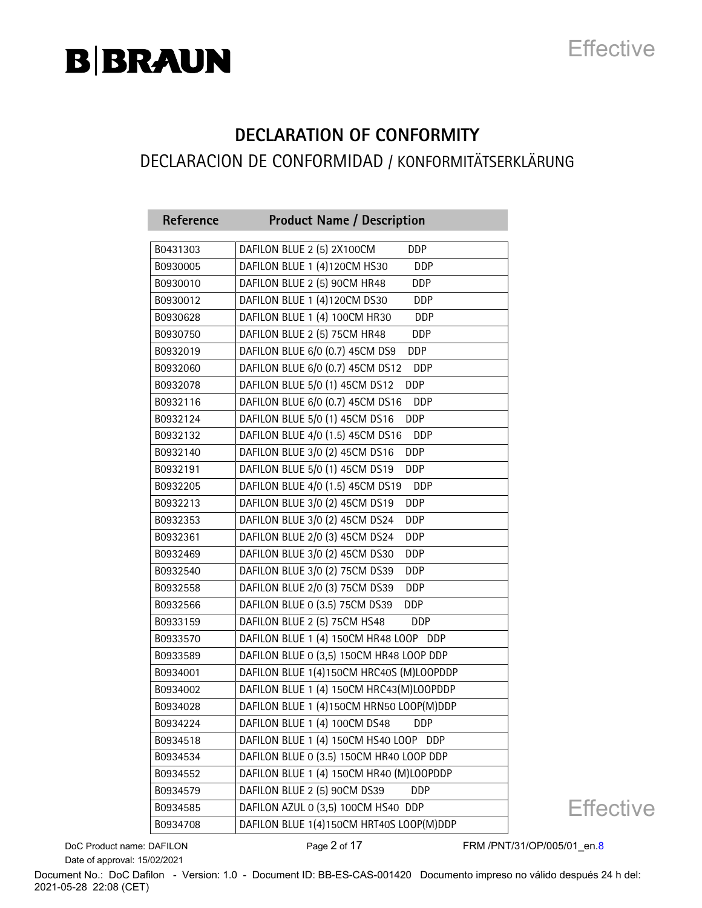# DECLARATION OF CONFORMITY

## DECLARACION DE CONFORMIDAD / KONFORMITÄTSERKLÄRUNG

| Reference | Product Name / Description |
|---|---|
| B0431303 | DAFILON BLUE 2 (5) 2X100CM DDP |
| B0930005 | DAFILON BLUE 1 (4)120CM HS30 DDP |
| B0930010 | DAFILON BLUE 2 (5) 90CM HR48 DDP |
| B0930012 | DAFILON BLUE 1 (4)120CM DS30 DDP |
| B0930628 | DAFILON BLUE 1 (4) 100CM HR30 DDP |
| B0930750 | DAFILON BLUE 2 (5) 75CM HR48 DDP |
| B0932019 | DAFILON BLUE 6/0 (0.7) 45CM DS9 DDP |
| B0932060 | DAFILON BLUE 6/0 (0.7) 45CM DS12 DDP |
| B0932078 | DAFILON BLUE 5/0 (1) 45CM DS12 DDP |
| B0932116 | DAFILON BLUE 6/0 (0.7) 45CM DS16 DDP |
| B0932124 | DAFILON BLUE 5/0 (1) 45CM DS16 DDP |
| B0932132 | DAFILON BLUE 4/0 (1.5) 45CM DS16 DDP |
| B0932140 | DAFILON BLUE 3/0 (2) 45CM DS16 DDP |
| B0932191 | DAFILON BLUE 5/0 (1) 45CM DS19 DDP |
| B0932205 | DAFILON BLUE 4/0 (1.5) 45CM DS19 DDP |
| B0932213 | DAFILON BLUE 3/0 (2) 45CM DS19 DDP |
| B0932353 | DAFILON BLUE 3/0 (2) 45CM DS24 DDP |
| B0932361 | DAFILON BLUE 2/0 (3) 45CM DS24 DDP |
| B0932469 | DAFILON BLUE 3/0 (2) 45CM DS30 DDP |
| B0932540 | DAFILON BLUE 3/0 (2) 75CM DS39 DDP |
| B0932558 | DAFILON BLUE 2/0 (3) 75CM DS39 DDP |
| B0932566 | DAFILON BLUE 0 (3.5) 75CM DS39 DDP |
| B0933159 | DAFILON BLUE 2 (5) 75CM HS48 DDP |
| B0933570 | DAFILON BLUE 1 (4) 150CM HR48 LOOP DDP |
| B0933589 | DAFILON BLUE 0 (3,5) 150CM HR48 LOOP DDP |
| B0934001 | DAFILON BLUE 1(4)150CM HRC40S (M)LOOPDDP |
| B0934002 | DAFILON BLUE 1 (4) 150CM HRC43(M)LOOPDDP |
| B0934028 | DAFILON BLUE 1 (4)150CM HRN50 LOOP(M)DDP |
| B0934224 | DAFILON BLUE 1 (4) 100CM DS48 DDP |
| B0934518 | DAFILON BLUE 1 (4) 150CM HS40 LOOP DDP |
| B0934534 | DAFILON BLUE 0 (3.5) 150CM HR40 LOOP DDP |
| B0934552 | DAFILON BLUE 1 (4) 150CM HR40 (M)LOOPDDP |
| B0934579 | DAFILON BLUE 2 (5) 90CM DS39 DDP |
| B0934585 | DAFILON AZUL 0 (3,5) 100CM HS40 DDP |
| B0934708 | DAFILON BLUE 1(4)150CM HRT40S LOOP(M)DDP |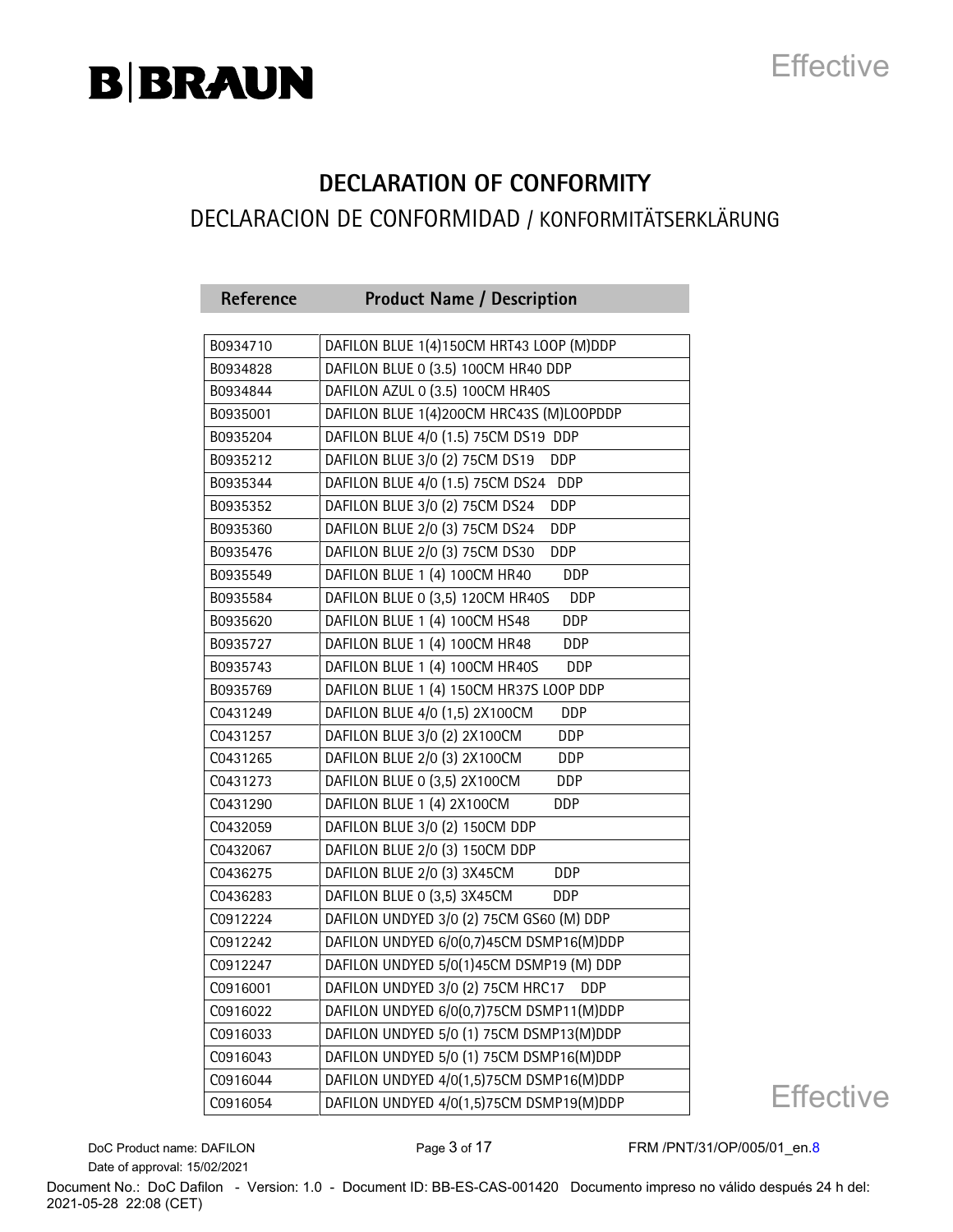# DECLARATION OF CONFORMITY

## DECLARACION DE CONFORMIDAD / KONFORMITÄTSERKLÄRUNG

| Reference | Product Name / Description |
|---|---|
| B0934710 | DAFILON BLUE 1(4)150CM HRT43 LOOP (M)DDP |
| B0934828 | DAFILON BLUE 0 (3.5) 100CM HR40 DDP |
| B0934844 | DAFILON AZUL 0 (3.5) 100CM HR40S |
| B0935001 | DAFILON BLUE 1(4)200CM HRC43S (M)LOOPDDP |
| B0935204 | DAFILON BLUE 4/0 (1.5) 75CM DS19 DDP |
| B0935212 | DAFILON BLUE 3/0 (2) 75CM DS19 DDP |
| B0935344 | DAFILON BLUE 4/0 (1.5) 75CM DS24 DDP |
| B0935352 | DAFILON BLUE 3/0 (2) 75CM DS24 DDP |
| B0935360 | DAFILON BLUE 2/0 (3) 75CM DS24 DDP |
| B0935476 | DAFILON BLUE 2/0 (3) 75CM DS30 DDP |
| B0935549 | DAFILON BLUE 1 (4) 100CM HR40 DDP |
| B0935584 | DAFILON BLUE 0 (3,5) 120CM HR40S DDP |
| B0935620 | DAFILON BLUE 1 (4) 100CM HS48 DDP |
| B0935727 | DAFILON BLUE 1 (4) 100CM HR48 DDP |
| B0935743 | DAFILON BLUE 1 (4) 100CM HR40S DDP |
| B0935769 | DAFILON BLUE 1 (4) 150CM HR37S LOOP DDP |
| C0431249 | DAFILON BLUE 4/0 (1,5) 2X100CM DDP |
| C0431257 | DAFILON BLUE 3/0 (2) 2X100CM DDP |
| C0431265 | DAFILON BLUE 2/0 (3) 2X100CM DDP |
| C0431273 | DAFILON BLUE 0 (3,5) 2X100CM DDP |
| C0431290 | DAFILON BLUE 1 (4) 2X100CM DDP |
| C0432059 | DAFILON BLUE 3/0 (2) 150CM DDP |
| C0432067 | DAFILON BLUE 2/0 (3) 150CM DDP |
| C0436275 | DAFILON BLUE 2/0 (3) 3X45CM DDP |
| C0436283 | DAFILON BLUE 0 (3,5) 3X45CM DDP |
| C0912224 | DAFILON UNDYED 3/0 (2) 75CM GS60 (M) DDP |
| C0912242 | DAFILON UNDYED 6/0(0,7)45CM DSMP16(M)DDP |
| C0912247 | DAFILON UNDYED 5/0(1)45CM DSMP19 (M) DDP |
| C0916001 | DAFILON UNDYED 3/0 (2) 75CM HRC17 DDP |
| C0916022 | DAFILON UNDYED 6/0(0,7)75CM DSMP11(M)DDP |
| C0916033 | DAFILON UNDYED 5/0 (1) 75CM DSMP13(M)DDP |
| C0916043 | DAFILON UNDYED 5/0 (1) 75CM DSMP16(M)DDP |
| C0916044 | DAFILON UNDYED 4/0(1,5)75CM DSMP16(M)DDP |
| C0916054 | DAFILON UNDYED 4/0(1,5)75CM DSMP19(M)DDP |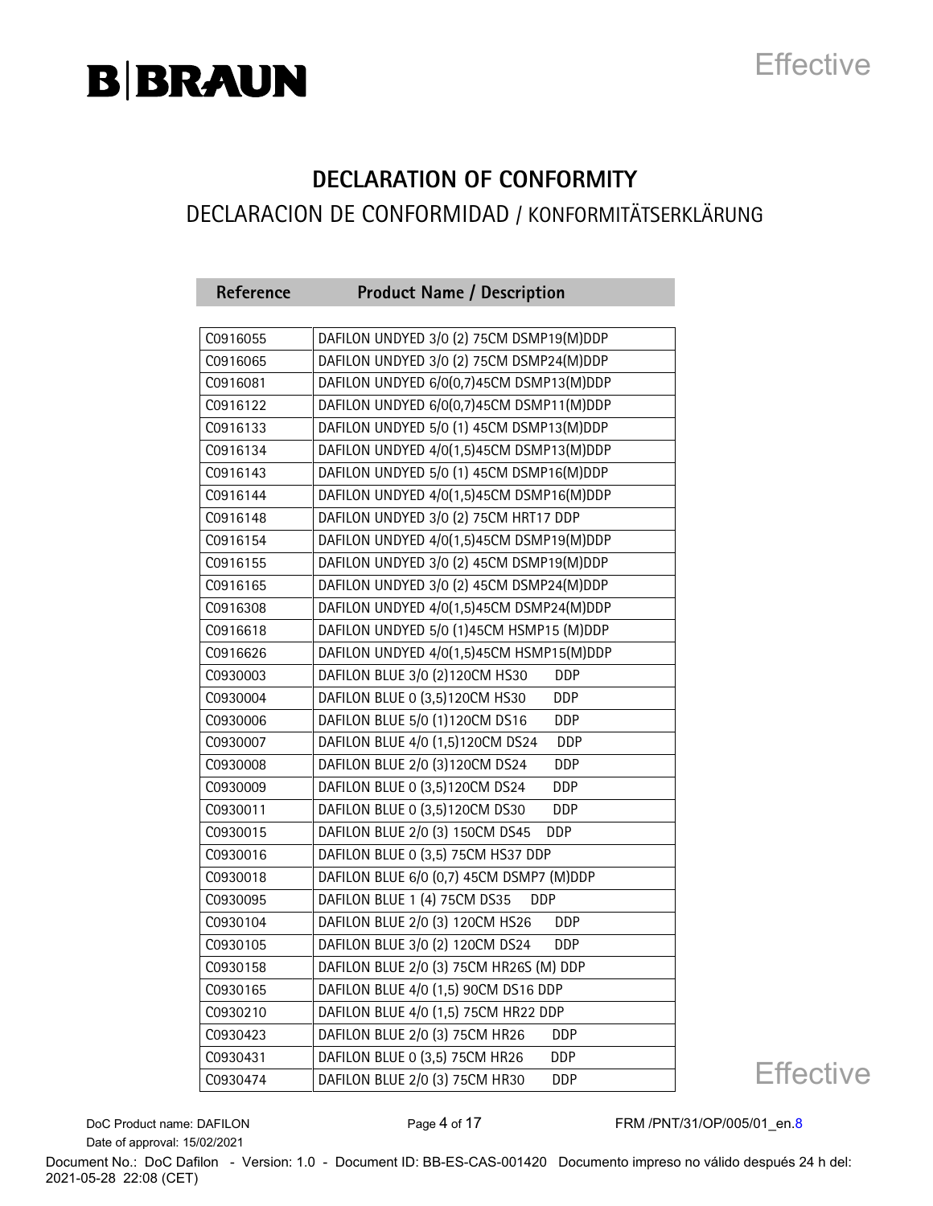# DECLARATION OF CONFORMITY

## DECLARACION DE CONFORMIDAD / KONFORMITÄTSERKLÄRUNG

| Reference | Product Name / Description |
|---|---|
| C0916055 | DAFILON UNDYED 3/0 (2) 75CM DSMP19(M)DDP |
| C0916065 | DAFILON UNDYED 3/0 (2) 75CM DSMP24(M)DDP |
| C0916081 | DAFILON UNDYED 6/0(0,7)45CM DSMP13(M)DDP |
| C0916122 | DAFILON UNDYED 6/0(0,7)45CM DSMP11(M)DDP |
| C0916133 | DAFILON UNDYED 5/0 (1) 45CM DSMP13(M)DDP |
| C0916134 | DAFILON UNDYED 4/0(1,5)45CM DSMP13(M)DDP |
| C0916143 | DAFILON UNDYED 5/0 (1) 45CM DSMP16(M)DDP |
| C0916144 | DAFILON UNDYED 4/0(1,5)45CM DSMP16(M)DDP |
| C0916148 | DAFILON UNDYED 3/0 (2) 75CM HRT17 DDP |
| C0916154 | DAFILON UNDYED 4/0(1,5)45CM DSMP19(M)DDP |
| C0916155 | DAFILON UNDYED 3/0 (2) 45CM DSMP19(M)DDP |
| C0916165 | DAFILON UNDYED 3/0 (2) 45CM DSMP24(M)DDP |
| C0916308 | DAFILON UNDYED 4/0(1,5)45CM DSMP24(M)DDP |
| C0916618 | DAFILON UNDYED 5/0 (1)45CM HSMP15 (M)DDP |
| C0916626 | DAFILON UNDYED 4/0(1,5)45CM HSMP15(M)DDP |
| C0930003 | DAFILON BLUE 3/0 (2)120CM HS30 DDP |
| C0930004 | DAFILON BLUE 0 (3,5)120CM HS30 DDP |
| C0930006 | DAFILON BLUE 5/0 (1)120CM DS16 DDP |
| C0930007 | DAFILON BLUE 4/0 (1,5)120CM DS24 DDP |
| C0930008 | DAFILON BLUE 2/0 (3)120CM DS24 DDP |
| C0930009 | DAFILON BLUE 0 (3,5)120CM DS24 DDP |
| C0930011 | DAFILON BLUE 0 (3,5)120CM DS30 DDP |
| C0930015 | DAFILON BLUE 2/0 (3) 150CM DS45 DDP |
| C0930016 | DAFILON BLUE 0 (3,5) 75CM HS37 DDP |
| C0930018 | DAFILON BLUE 6/0 (0,7) 45CM DSMP7 (M)DDP |
| C0930095 | DAFILON BLUE 1 (4) 75CM DS35 DDP |
| C0930104 | DAFILON BLUE 2/0 (3) 120CM HS26 DDP |
| C0930105 | DAFILON BLUE 3/0 (2) 120CM DS24 DDP |
| C0930158 | DAFILON BLUE 2/0 (3) 75CM HR26S (M) DDP |
| C0930165 | DAFILON BLUE 4/0 (1,5) 90CM DS16 DDP |
| C0930210 | DAFILON BLUE 4/0 (1,5) 75CM HR22 DDP |
| C0930423 | DAFILON BLUE 2/0 (3) 75CM HR26 DDP |
| C0930431 | DAFILON BLUE 0 (3,5) 75CM HR26 DDP |
| C0930474 | DAFILON BLUE 2/0 (3) 75CM HR30 DDP |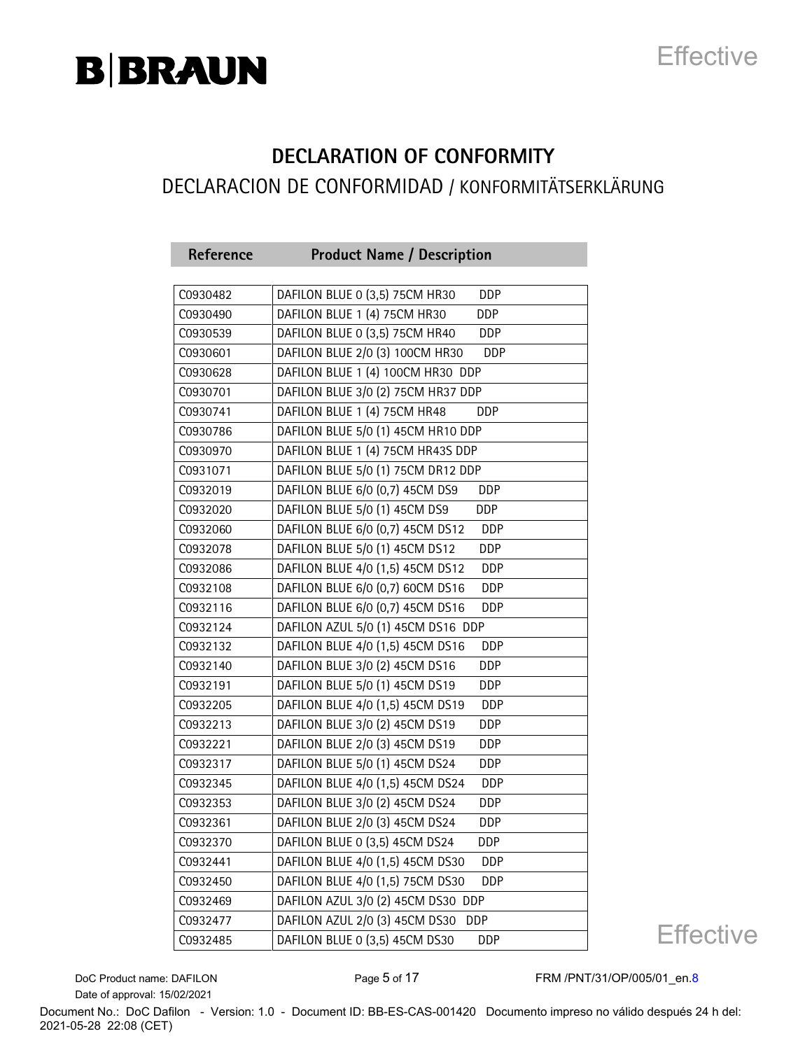# DECLARATION OF CONFORMITY

## DECLARACION DE CONFORMIDAD / KONFORMITÄTSERKLÄRUNG

| Reference | Product Name / Description |
|---|---|
| C0930482 | DAFILON BLUE 0 (3,5) 75CM HR30 DDP |
| C0930490 | DAFILON BLUE 1 (4) 75CM HR30 DDP |
| C0930539 | DAFILON BLUE 0 (3,5) 75CM HR40 DDP |
| C0930601 | DAFILON BLUE 2/0 (3) 100CM HR30 DDP |
| C0930628 | DAFILON BLUE 1 (4) 100CM HR30 DDP |
| C0930701 | DAFILON BLUE 3/0 (2) 75CM HR37 DDP |
| C0930741 | DAFILON BLUE 1 (4) 75CM HR48 DDP |
| C0930786 | DAFILON BLUE 5/0 (1) 45CM HR10 DDP |
| C0930970 | DAFILON BLUE 1 (4) 75CM HR43S DDP |
| C0931071 | DAFILON BLUE 5/0 (1) 75CM DR12 DDP |
| C0932019 | DAFILON BLUE 6/0 (0,7) 45CM DS9 DDP |
| C0932020 | DAFILON BLUE 5/0 (1) 45CM DS9 DDP |
| C0932060 | DAFILON BLUE 6/0 (0,7) 45CM DS12 DDP |
| C0932078 | DAFILON BLUE 5/0 (1) 45CM DS12 DDP |
| C0932086 | DAFILON BLUE 4/0 (1,5) 45CM DS12 DDP |
| C0932108 | DAFILON BLUE 6/0 (0,7) 60CM DS16 DDP |
| C0932116 | DAFILON BLUE 6/0 (0,7) 45CM DS16 DDP |
| C0932124 | DAFILON AZUL 5/0 (1) 45CM DS16 DDP |
| C0932132 | DAFILON BLUE 4/0 (1,5) 45CM DS16 DDP |
| C0932140 | DAFILON BLUE 3/0 (2) 45CM DS16 DDP |
| C0932191 | DAFILON BLUE 5/0 (1) 45CM DS19 DDP |
| C0932205 | DAFILON BLUE 4/0 (1,5) 45CM DS19 DDP |
| C0932213 | DAFILON BLUE 3/0 (2) 45CM DS19 DDP |
| C0932221 | DAFILON BLUE 2/0 (3) 45CM DS19 DDP |
| C0932317 | DAFILON BLUE 5/0 (1) 45CM DS24 DDP |
| C0932345 | DAFILON BLUE 4/0 (1,5) 45CM DS24 DDP |
| C0932353 | DAFILON BLUE 3/0 (2) 45CM DS24 DDP |
| C0932361 | DAFILON BLUE 2/0 (3) 45CM DS24 DDP |
| C0932370 | DAFILON BLUE 0 (3,5) 45CM DS24 DDP |
| C0932441 | DAFILON BLUE 4/0 (1,5) 45CM DS30 DDP |
| C0932450 | DAFILON BLUE 4/0 (1,5) 75CM DS30 DDP |
| C0932469 | DAFILON AZUL 3/0 (2) 45CM DS30 DDP |
| C0932477 | DAFILON AZUL 2/0 (3) 45CM DS30 DDP |
| C0932485 | DAFILON BLUE 0 (3,5) 45CM DS30 DDP |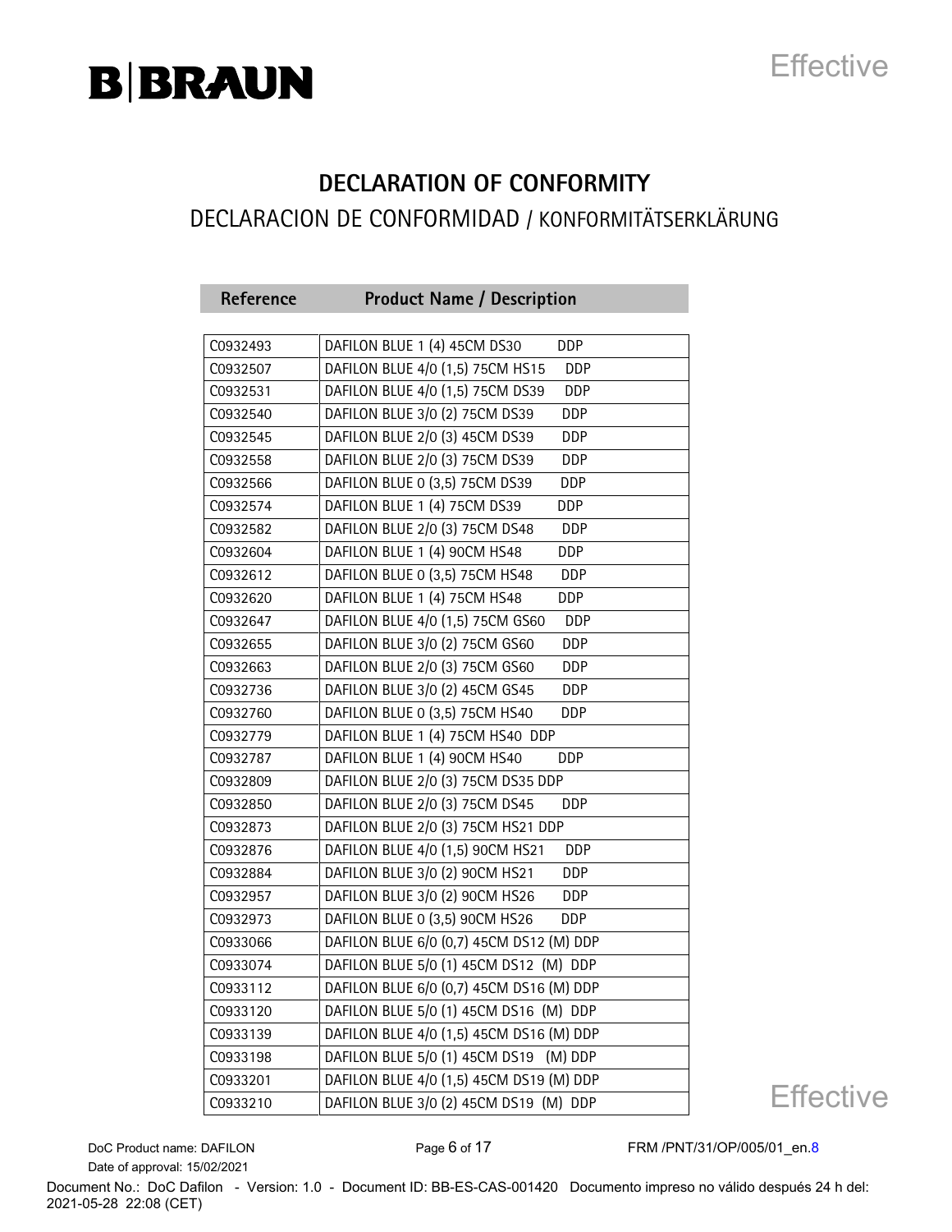# DECLARATION OF CONFORMITY

## DECLARACION DE CONFORMIDAD / KONFORMITÄTSERKLÄRUNG

| Reference | Product Name / Description |
|---|---|
| C0932493 | DAFILON BLUE 1 (4) 45CM DS30 DDP |
| C0932507 | DAFILON BLUE 4/0 (1,5) 75CM HS15 DDP |
| C0932531 | DAFILON BLUE 4/0 (1,5) 75CM DS39 DDP |
| C0932540 | DAFILON BLUE 3/0 (2) 75CM DS39 DDP |
| C0932545 | DAFILON BLUE 2/0 (3) 45CM DS39 DDP |
| C0932558 | DAFILON BLUE 2/0 (3) 75CM DS39 DDP |
| C0932566 | DAFILON BLUE 0 (3,5) 75CM DS39 DDP |
| C0932574 | DAFILON BLUE 1 (4) 75CM DS39 DDP |
| C0932582 | DAFILON BLUE 2/0 (3) 75CM DS48 DDP |
| C0932604 | DAFILON BLUE 1 (4) 90CM HS48 DDP |
| C0932612 | DAFILON BLUE 0 (3,5) 75CM HS48 DDP |
| C0932620 | DAFILON BLUE 1 (4) 75CM HS48 DDP |
| C0932647 | DAFILON BLUE 4/0 (1,5) 75CM GS60 DDP |
| C0932655 | DAFILON BLUE 3/0 (2) 75CM GS60 DDP |
| C0932663 | DAFILON BLUE 2/0 (3) 75CM GS60 DDP |
| C0932736 | DAFILON BLUE 3/0 (2) 45CM GS45 DDP |
| C0932760 | DAFILON BLUE 0 (3,5) 75CM HS40 DDP |
| C0932779 | DAFILON BLUE 1 (4) 75CM HS40 DDP |
| C0932787 | DAFILON BLUE 1 (4) 90CM HS40 DDP |
| C0932809 | DAFILON BLUE 2/0 (3) 75CM DS35 DDP |
| C0932850 | DAFILON BLUE 2/0 (3) 75CM DS45 DDP |
| C0932873 | DAFILON BLUE 2/0 (3) 75CM HS21 DDP |
| C0932876 | DAFILON BLUE 4/0 (1,5) 90CM HS21 DDP |
| C0932884 | DAFILON BLUE 3/0 (2) 90CM HS21 DDP |
| C0932957 | DAFILON BLUE 3/0 (2) 90CM HS26 DDP |
| C0932973 | DAFILON BLUE 0 (3,5) 90CM HS26 DDP |
| C0933066 | DAFILON BLUE 6/0 (0,7) 45CM DS12 (M) DDP |
| C0933074 | DAFILON BLUE 5/0 (1) 45CM DS12 (M) DDP |
| C0933112 | DAFILON BLUE 6/0 (0,7) 45CM DS16 (M) DDP |
| C0933120 | DAFILON BLUE 5/0 (1) 45CM DS16 (M) DDP |
| C0933139 | DAFILON BLUE 4/0 (1,5) 45CM DS16 (M) DDP |
| C0933198 | DAFILON BLUE 5/0 (1) 45CM DS19 (M) DDP |
| C0933201 | DAFILON BLUE 4/0 (1,5) 45CM DS19 (M) DDP |
| C0933210 | DAFILON BLUE 3/0 (2) 45CM DS19 (M) DDP |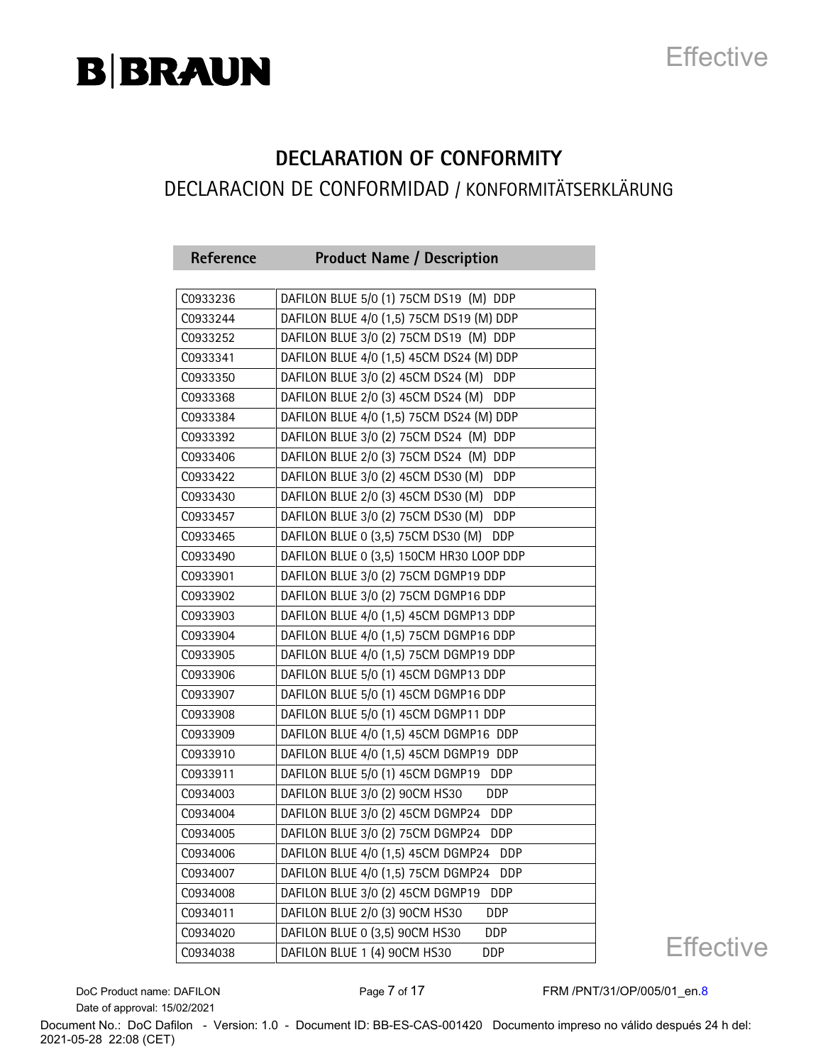# DECLARATION OF CONFORMITY

## DECLARACION DE CONFORMIDAD / KONFORMITÄTSERKLÄRUNG

| Reference | Product Name / Description |
|---|---|
| C0933236 | DAFILON BLUE 5/0 (1) 75CM DS19 (M) DDP |
| C0933244 | DAFILON BLUE 4/0 (1,5) 75CM DS19 (M) DDP |
| C0933252 | DAFILON BLUE 3/0 (2) 75CM DS19 (M) DDP |
| C0933341 | DAFILON BLUE 4/0 (1,5) 45CM DS24 (M) DDP |
| C0933350 | DAFILON BLUE 3/0 (2) 45CM DS24 (M) DDP |
| C0933368 | DAFILON BLUE 2/0 (3) 45CM DS24 (M) DDP |
| C0933384 | DAFILON BLUE 4/0 (1,5) 75CM DS24 (M) DDP |
| C0933392 | DAFILON BLUE 3/0 (2) 75CM DS24 (M) DDP |
| C0933406 | DAFILON BLUE 2/0 (3) 75CM DS24 (M) DDP |
| C0933422 | DAFILON BLUE 3/0 (2) 45CM DS30 (M) DDP |
| C0933430 | DAFILON BLUE 2/0 (3) 45CM DS30 (M) DDP |
| C0933457 | DAFILON BLUE 3/0 (2) 75CM DS30 (M) DDP |
| C0933465 | DAFILON BLUE 0 (3,5) 75CM DS30 (M) DDP |
| C0933490 | DAFILON BLUE 0 (3,5) 150CM HR30 LOOP DDP |
| C0933901 | DAFILON BLUE 3/0 (2) 75CM DGMP19 DDP |
| C0933902 | DAFILON BLUE 3/0 (2) 75CM DGMP16 DDP |
| C0933903 | DAFILON BLUE 4/0 (1,5) 45CM DGMP13 DDP |
| C0933904 | DAFILON BLUE 4/0 (1,5) 75CM DGMP16 DDP |
| C0933905 | DAFILON BLUE 4/0 (1,5) 75CM DGMP19 DDP |
| C0933906 | DAFILON BLUE 5/0 (1) 45CM DGMP13 DDP |
| C0933907 | DAFILON BLUE 5/0 (1) 45CM DGMP16 DDP |
| C0933908 | DAFILON BLUE 5/0 (1) 45CM DGMP11 DDP |
| C0933909 | DAFILON BLUE 4/0 (1,5) 45CM DGMP16 DDP |
| C0933910 | DAFILON BLUE 4/0 (1,5) 45CM DGMP19 DDP |
| C0933911 | DAFILON BLUE 5/0 (1) 45CM DGMP19 DDP |
| C0934003 | DAFILON BLUE 3/0 (2) 90CM HS30 DDP |
| C0934004 | DAFILON BLUE 3/0 (2) 45CM DGMP24 DDP |
| C0934005 | DAFILON BLUE 3/0 (2) 75CM DGMP24 DDP |
| C0934006 | DAFILON BLUE 4/0 (1,5) 45CM DGMP24 DDP |
| C0934007 | DAFILON BLUE 4/0 (1,5) 75CM DGMP24 DDP |
| C0934008 | DAFILON BLUE 3/0 (2) 45CM DGMP19 DDP |
| C0934011 | DAFILON BLUE 2/0 (3) 90CM HS30 DDP |
| C0934020 | DAFILON BLUE 0 (3,5) 90CM HS30 DDP |
| C0934038 | DAFILON BLUE 1 (4) 90CM HS30 DDP |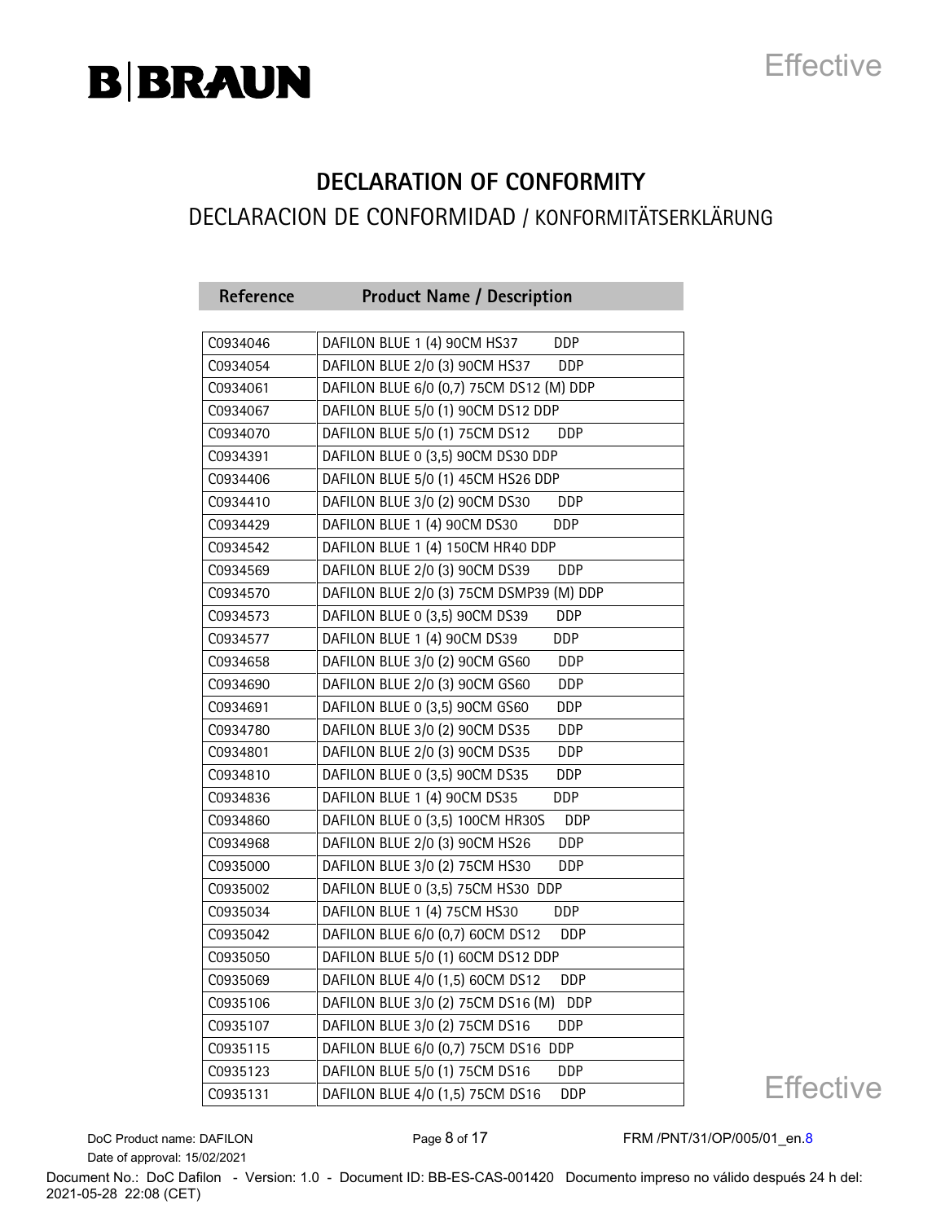# DECLARATION OF CONFORMITY

## DECLARACION DE CONFORMIDAD / KONFORMITÄTSERKLÄRUNG

| Reference | Product Name / Description |
|---|---|
| C0934046 | DAFILON BLUE 1 (4) 90CM HS37 DDP |
| C0934054 | DAFILON BLUE 2/0 (3) 90CM HS37 DDP |
| C0934061 | DAFILON BLUE 6/0 (0,7) 75CM DS12 (M) DDP |
| C0934067 | DAFILON BLUE 5/0 (1) 90CM DS12 DDP |
| C0934070 | DAFILON BLUE 5/0 (1) 75CM DS12 DDP |
| C0934391 | DAFILON BLUE 0 (3,5) 90CM DS30 DDP |
| C0934406 | DAFILON BLUE 5/0 (1) 45CM HS26 DDP |
| C0934410 | DAFILON BLUE 3/0 (2) 90CM DS30 DDP |
| C0934429 | DAFILON BLUE 1 (4) 90CM DS30 DDP |
| C0934542 | DAFILON BLUE 1 (4) 150CM HR40 DDP |
| C0934569 | DAFILON BLUE 2/0 (3) 90CM DS39 DDP |
| C0934570 | DAFILON BLUE 2/0 (3) 75CM DSMP39 (M) DDP |
| C0934573 | DAFILON BLUE 0 (3,5) 90CM DS39 DDP |
| C0934577 | DAFILON BLUE 1 (4) 90CM DS39 DDP |
| C0934658 | DAFILON BLUE 3/0 (2) 90CM GS60 DDP |
| C0934690 | DAFILON BLUE 2/0 (3) 90CM GS60 DDP |
| C0934691 | DAFILON BLUE 0 (3,5) 90CM GS60 DDP |
| C0934780 | DAFILON BLUE 3/0 (2) 90CM DS35 DDP |
| C0934801 | DAFILON BLUE 2/0 (3) 90CM DS35 DDP |
| C0934810 | DAFILON BLUE 0 (3,5) 90CM DS35 DDP |
| C0934836 | DAFILON BLUE 1 (4) 90CM DS35 DDP |
| C0934860 | DAFILON BLUE 0 (3,5) 100CM HR30S DDP |
| C0934968 | DAFILON BLUE 2/0 (3) 90CM HS26 DDP |
| C0935000 | DAFILON BLUE 3/0 (2) 75CM HS30 DDP |
| C0935002 | DAFILON BLUE 0 (3,5) 75CM HS30 DDP |
| C0935034 | DAFILON BLUE 1 (4) 75CM HS30 DDP |
| C0935042 | DAFILON BLUE 6/0 (0,7) 60CM DS12 DDP |
| C0935050 | DAFILON BLUE 5/0 (1) 60CM DS12 DDP |
| C0935069 | DAFILON BLUE 4/0 (1,5) 60CM DS12 DDP |
| C0935106 | DAFILON BLUE 3/0 (2) 75CM DS16 (M) DDP |
| C0935107 | DAFILON BLUE 3/0 (2) 75CM DS16 DDP |
| C0935115 | DAFILON BLUE 6/0 (0,7) 75CM DS16 DDP |
| C0935123 | DAFILON BLUE 5/0 (1) 75CM DS16 DDP |
| C0935131 | DAFILON BLUE 4/0 (1,5) 75CM DS16 DDP |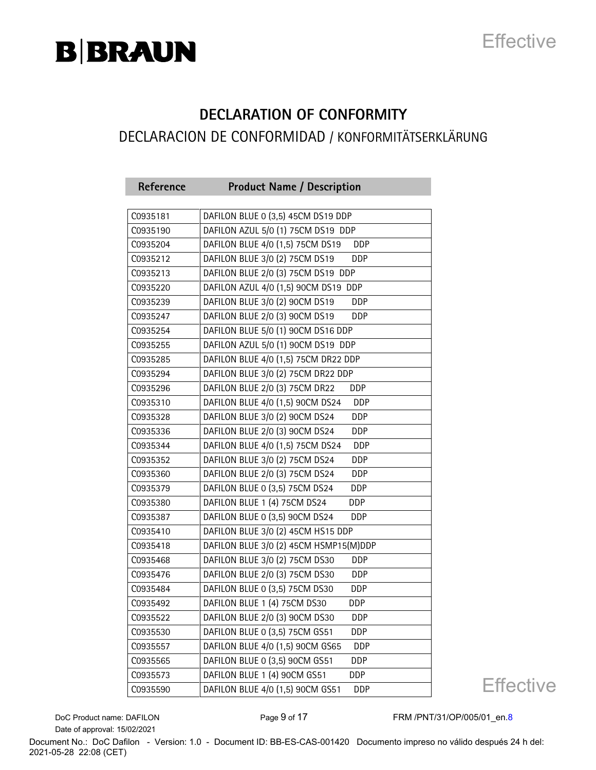# DECLARATION OF CONFORMITY

## DECLARACION DE CONFORMIDAD / KONFORMITÄTSERKLÄRUNG

| Reference | Product Name / Description |
|---|---|
| C0935181 | DAFILON BLUE 0 (3,5) 45CM DS19 DDP |
| C0935190 | DAFILON AZUL 5/0 (1) 75CM DS19 DDP |
| C0935204 | DAFILON BLUE 4/0 (1,5) 75CM DS19 DDP |
| C0935212 | DAFILON BLUE 3/0 (2) 75CM DS19 DDP |
| C0935213 | DAFILON BLUE 2/0 (3) 75CM DS19 DDP |
| C0935220 | DAFILON AZUL 4/0 (1,5) 90CM DS19 DDP |
| C0935239 | DAFILON BLUE 3/0 (2) 90CM DS19 DDP |
| C0935247 | DAFILON BLUE 2/0 (3) 90CM DS19 DDP |
| C0935254 | DAFILON BLUE 5/0 (1) 90CM DS16 DDP |
| C0935255 | DAFILON AZUL 5/0 (1) 90CM DS19 DDP |
| C0935285 | DAFILON BLUE 4/0 (1,5) 75CM DR22 DDP |
| C0935294 | DAFILON BLUE 3/0 (2) 75CM DR22 DDP |
| C0935296 | DAFILON BLUE 2/0 (3) 75CM DR22 DDP |
| C0935310 | DAFILON BLUE 4/0 (1,5) 90CM DS24 DDP |
| C0935328 | DAFILON BLUE 3/0 (2) 90CM DS24 DDP |
| C0935336 | DAFILON BLUE 2/0 (3) 90CM DS24 DDP |
| C0935344 | DAFILON BLUE 4/0 (1,5) 75CM DS24 DDP |
| C0935352 | DAFILON BLUE 3/0 (2) 75CM DS24 DDP |
| C0935360 | DAFILON BLUE 2/0 (3) 75CM DS24 DDP |
| C0935379 | DAFILON BLUE 0 (3,5) 75CM DS24 DDP |
| C0935380 | DAFILON BLUE 1 (4) 75CM DS24 DDP |
| C0935387 | DAFILON BLUE 0 (3,5) 90CM DS24 DDP |
| C0935410 | DAFILON BLUE 3/0 (2) 45CM HS15 DDP |
| C0935418 | DAFILON BLUE 3/0 (2) 45CM HSMP15(M)DDP |
| C0935468 | DAFILON BLUE 3/0 (2) 75CM DS30 DDP |
| C0935476 | DAFILON BLUE 2/0 (3) 75CM DS30 DDP |
| C0935484 | DAFILON BLUE 0 (3,5) 75CM DS30 DDP |
| C0935492 | DAFILON BLUE 1 (4) 75CM DS30 DDP |
| C0935522 | DAFILON BLUE 2/0 (3) 90CM DS30 DDP |
| C0935530 | DAFILON BLUE 0 (3,5) 75CM GS51 DDP |
| C0935557 | DAFILON BLUE 4/0 (1,5) 90CM GS65 DDP |
| C0935565 | DAFILON BLUE 0 (3,5) 90CM GS51 DDP |
| C0935573 | DAFILON BLUE 1 (4) 90CM GS51 DDP |
| C0935590 | DAFILON BLUE 4/0 (1,5) 90CM GS51 DDP |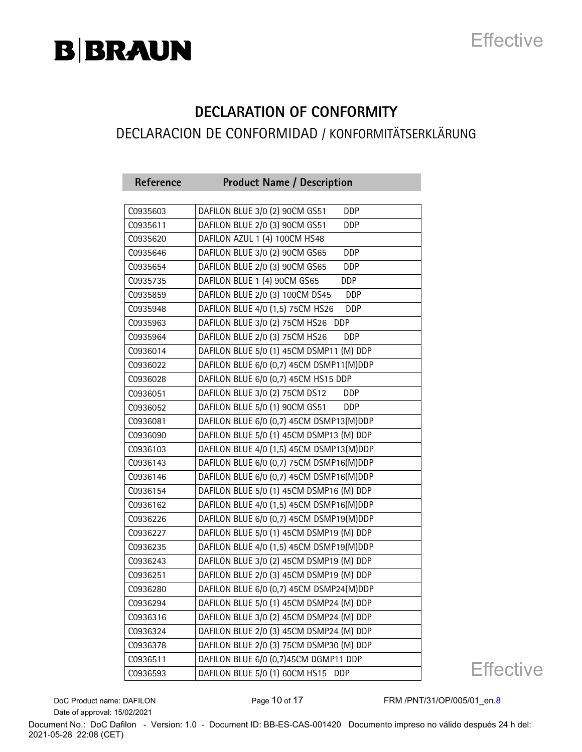# DECLARATION OF CONFORMITY

## DECLARACION DE CONFORMIDAD / KONFORMITÄTSERKLÄRUNG

| Reference | Product Name / Description |
|---|---|
| C0935603 | DAFILON BLUE 3/0 (2) 90CM GS51 DDP |
| C0935611 | DAFILON BLUE 2/0 (3) 90CM GS51 DDP |
| C0935620 | DAFILON AZUL 1 (4) 100CM HS48 |
| C0935646 | DAFILON BLUE 3/0 (2) 90CM GS65 DDP |
| C0935654 | DAFILON BLUE 2/0 (3) 90CM GS65 DDP |
| C0935735 | DAFILON BLUE 1 (4) 90CM GS65 DDP |
| C0935859 | DAFILON BLUE 2/0 (3) 100CM DS45 DDP |
| C0935948 | DAFILON BLUE 4/0 (1,5) 75CM HS26 DDP |
| C0935963 | DAFILON BLUE 3/0 (2) 75CM HS26 DDP |
| C0935964 | DAFILON BLUE 2/0 (3) 75CM HS26 DDP |
| C0936014 | DAFILON BLUE 5/0 (1) 45CM DSMP11 (M) DDP |
| C0936022 | DAFILON BLUE 6/0 (0,7) 45CM DSMP11(M)DDP |
| C0936028 | DAFILON BLUE 6/0 (0,7) 45CM HS15 DDP |
| C0936051 | DAFILON BLUE 3/0 (2) 75CM DS12 DDP |
| C0936052 | DAFILON BLUE 5/0 (1) 90CM GS51 DDP |
| C0936081 | DAFILON BLUE 6/0 (0,7) 45CM DSMP13(M)DDP |
| C0936090 | DAFILON BLUE 5/0 (1) 45CM DSMP13 (M) DDP |
| C0936103 | DAFILON BLUE 4/0 (1,5) 45CM DSMP13(M)DDP |
| C0936143 | DAFILON BLUE 6/0 (0,7) 75CM DSMP16(M)DDP |
| C0936146 | DAFILON BLUE 6/0 (0,7) 45CM DSMP16(M)DDP |
| C0936154 | DAFILON BLUE 5/0 (1) 45CM DSMP16 (M) DDP |
| C0936162 | DAFILON BLUE 4/0 (1,5) 45CM DSMP16(M)DDP |
| C0936226 | DAFILON BLUE 6/0 (0,7) 45CM DSMP19(M)DDP |
| C0936227 | DAFILON BLUE 5/0 (1) 45CM DSMP19 (M) DDP |
| C0936235 | DAFILON BLUE 4/0 (1,5) 45CM DSMP19(M)DDP |
| C0936243 | DAFILON BLUE 3/0 (2) 45CM DSMP19 (M) DDP |
| C0936251 | DAFILON BLUE 2/0 (3) 45CM DSMP19 (M) DDP |
| C0936280 | DAFILON BLUE 6/0 (0,7) 45CM DSMP24(M)DDP |
| C0936294 | DAFILON BLUE 5/0 (1) 45CM DSMP24 (M) DDP |
| C0936316 | DAFILON BLUE 3/0 (2) 45CM DSMP24 (M) DDP |
| C0936324 | DAFILON BLUE 2/0 (3) 45CM DSMP24 (M) DDP |
| C0936378 | DAFILON BLUE 2/0 (3) 75CM DSMP30 (M) DDP |
| C0936511 | DAFILON BLUE 6/0 (0,7)45CM DGMP11 DDP |
| C0936593 | DAFILON BLUE 5/0 (1) 60CM HS15 DDP |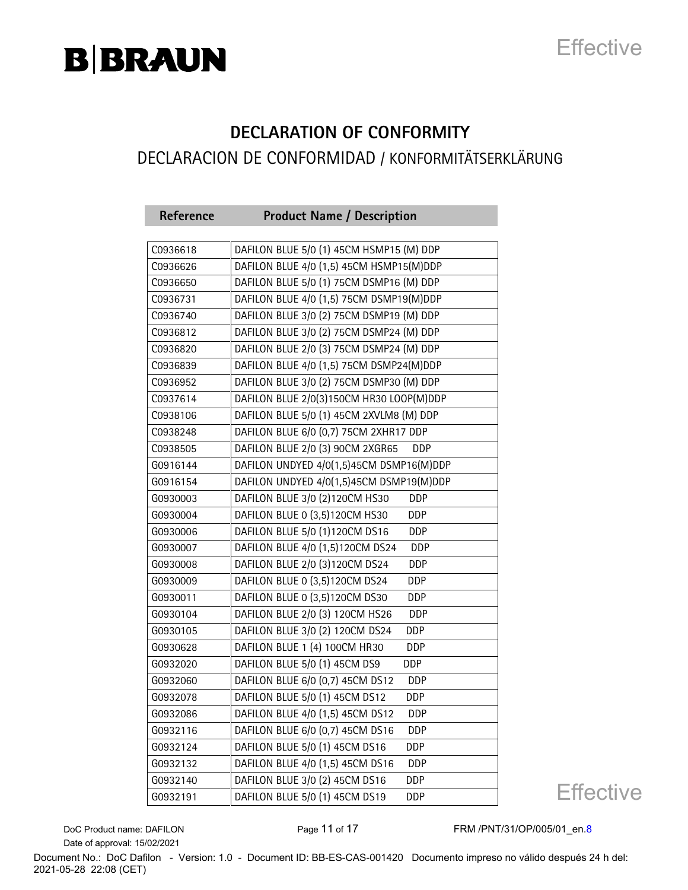# DECLARATION OF CONFORMITY

## DECLARACION DE CONFORMIDAD / KONFORMITÄTSERKLÄRUNG

| Reference | Product Name / Description |
|---|---|
| C0936618 | DAFILON BLUE 5/0 (1) 45CM HSMP15 (M) DDP |
| C0936626 | DAFILON BLUE 4/0 (1,5) 45CM HSMP15(M)DDP |
| C0936650 | DAFILON BLUE 5/0 (1) 75CM DSMP16 (M) DDP |
| C0936731 | DAFILON BLUE 4/0 (1,5) 75CM DSMP19(M)DDP |
| C0936740 | DAFILON BLUE 3/0 (2) 75CM DSMP19 (M) DDP |
| C0936812 | DAFILON BLUE 3/0 (2) 75CM DSMP24 (M) DDP |
| C0936820 | DAFILON BLUE 2/0 (3) 75CM DSMP24 (M) DDP |
| C0936839 | DAFILON BLUE 4/0 (1,5) 75CM DSMP24(M)DDP |
| C0936952 | DAFILON BLUE 3/0 (2) 75CM DSMP30 (M) DDP |
| C0937614 | DAFILON BLUE 2/0(3)150CM HR30 LOOP(M)DDP |
| C0938106 | DAFILON BLUE 5/0 (1) 45CM 2XVLM8 (M) DDP |
| C0938248 | DAFILON BLUE 6/0 (0,7) 75CM 2XHR17 DDP |
| C0938505 | DAFILON BLUE 2/0 (3) 90CM 2XGR65 DDP |
| G0916144 | DAFILON UNDYED 4/0(1,5)45CM DSMP16(M)DDP |
| G0916154 | DAFILON UNDYED 4/0(1,5)45CM DSMP19(M)DDP |
| G0930003 | DAFILON BLUE 3/0 (2)120CM HS30 DDP |
| G0930004 | DAFILON BLUE 0 (3,5)120CM HS30 DDP |
| G0930006 | DAFILON BLUE 5/0 (1)120CM DS16 DDP |
| G0930007 | DAFILON BLUE 4/0 (1,5)120CM DS24 DDP |
| G0930008 | DAFILON BLUE 2/0 (3)120CM DS24 DDP |
| G0930009 | DAFILON BLUE 0 (3,5)120CM DS24 DDP |
| G0930011 | DAFILON BLUE 0 (3,5)120CM DS30 DDP |
| G0930104 | DAFILON BLUE 2/0 (3) 120CM HS26 DDP |
| G0930105 | DAFILON BLUE 3/0 (2) 120CM DS24 DDP |
| G0930628 | DAFILON BLUE 1 (4) 100CM HR30 DDP |
| G0932020 | DAFILON BLUE 5/0 (1) 45CM DS9 DDP |
| G0932060 | DAFILON BLUE 6/0 (0,7) 45CM DS12 DDP |
| G0932078 | DAFILON BLUE 5/0 (1) 45CM DS12 DDP |
| G0932086 | DAFILON BLUE 4/0 (1,5) 45CM DS12 DDP |
| G0932116 | DAFILON BLUE 6/0 (0,7) 45CM DS16 DDP |
| G0932124 | DAFILON BLUE 5/0 (1) 45CM DS16 DDP |
| G0932132 | DAFILON BLUE 4/0 (1,5) 45CM DS16 DDP |
| G0932140 | DAFILON BLUE 3/0 (2) 45CM DS16 DDP |
| G0932191 | DAFILON BLUE 5/0 (1) 45CM DS19 DDP |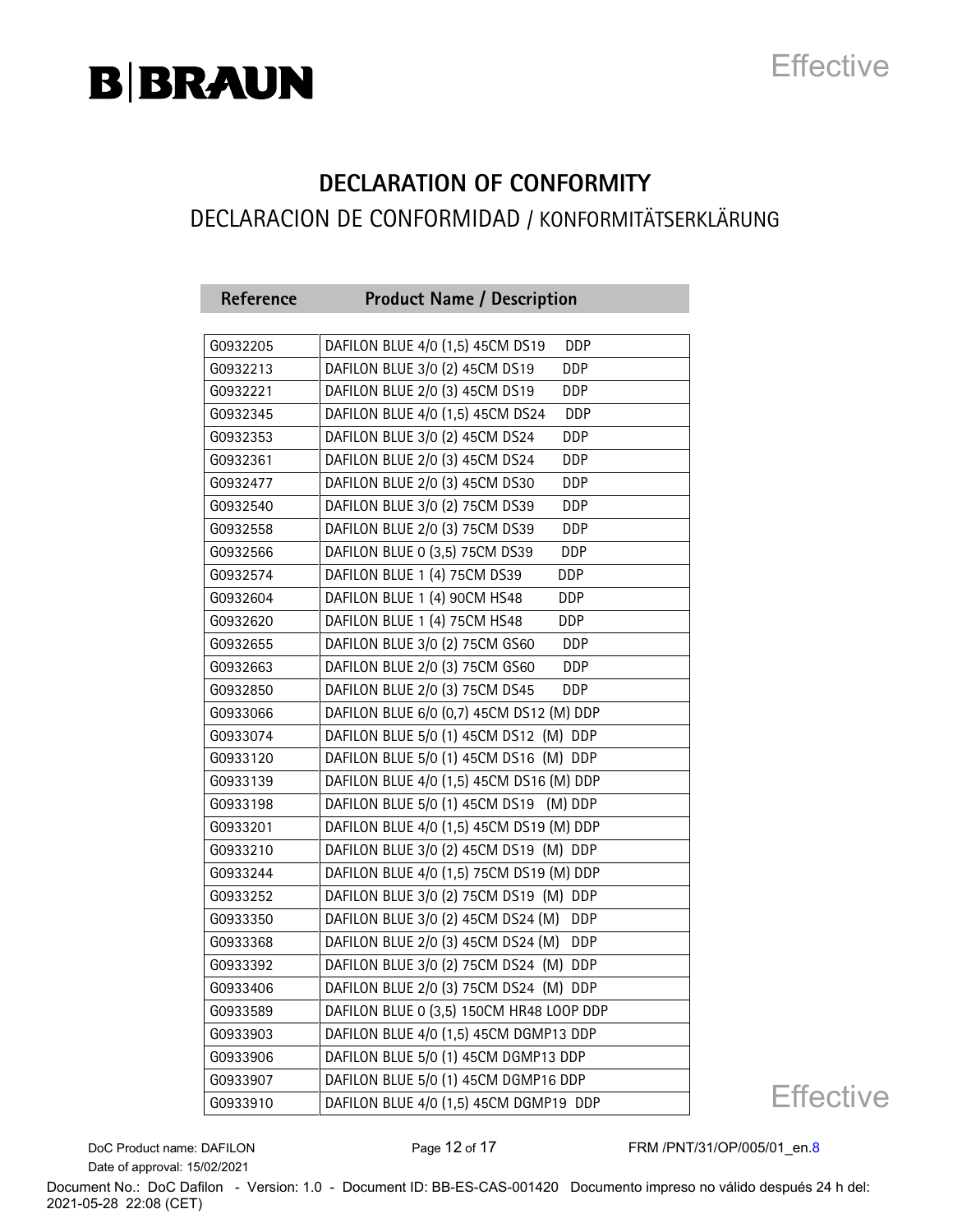# DECLARATION OF CONFORMITY

## DECLARACION DE CONFORMIDAD / KONFORMITÄTSERKLÄRUNG

| Reference | Product Name / Description |
|---|---|
| G0932205 | DAFILON BLUE 4/0 (1,5) 45CM DS19 DDP |
| G0932213 | DAFILON BLUE 3/0 (2) 45CM DS19 DDP |
| G0932221 | DAFILON BLUE 2/0 (3) 45CM DS19 DDP |
| G0932345 | DAFILON BLUE 4/0 (1,5) 45CM DS24 DDP |
| G0932353 | DAFILON BLUE 3/0 (2) 45CM DS24 DDP |
| G0932361 | DAFILON BLUE 2/0 (3) 45CM DS24 DDP |
| G0932477 | DAFILON BLUE 2/0 (3) 45CM DS30 DDP |
| G0932540 | DAFILON BLUE 3/0 (2) 75CM DS39 DDP |
| G0932558 | DAFILON BLUE 2/0 (3) 75CM DS39 DDP |
| G0932566 | DAFILON BLUE 0 (3,5) 75CM DS39 DDP |
| G0932574 | DAFILON BLUE 1 (4) 75CM DS39 DDP |
| G0932604 | DAFILON BLUE 1 (4) 90CM HS48 DDP |
| G0932620 | DAFILON BLUE 1 (4) 75CM HS48 DDP |
| G0932655 | DAFILON BLUE 3/0 (2) 75CM GS60 DDP |
| G0932663 | DAFILON BLUE 2/0 (3) 75CM GS60 DDP |
| G0932850 | DAFILON BLUE 2/0 (3) 75CM DS45 DDP |
| G0933066 | DAFILON BLUE 6/0 (0,7) 45CM DS12 (M) DDP |
| G0933074 | DAFILON BLUE 5/0 (1) 45CM DS12 (M) DDP |
| G0933120 | DAFILON BLUE 5/0 (1) 45CM DS16 (M) DDP |
| G0933139 | DAFILON BLUE 4/0 (1,5) 45CM DS16 (M) DDP |
| G0933198 | DAFILON BLUE 5/0 (1) 45CM DS19 (M) DDP |
| G0933201 | DAFILON BLUE 4/0 (1,5) 45CM DS19 (M) DDP |
| G0933210 | DAFILON BLUE 3/0 (2) 45CM DS19 (M) DDP |
| G0933244 | DAFILON BLUE 4/0 (1,5) 75CM DS19 (M) DDP |
| G0933252 | DAFILON BLUE 3/0 (2) 75CM DS19 (M) DDP |
| G0933350 | DAFILON BLUE 3/0 (2) 45CM DS24 (M) DDP |
| G0933368 | DAFILON BLUE 2/0 (3) 45CM DS24 (M) DDP |
| G0933392 | DAFILON BLUE 3/0 (2) 75CM DS24 (M) DDP |
| G0933406 | DAFILON BLUE 2/0 (3) 75CM DS24 (M) DDP |
| G0933589 | DAFILON BLUE 0 (3,5) 150CM HR48 LOOP DDP |
| G0933903 | DAFILON BLUE 4/0 (1,5) 45CM DGMP13 DDP |
| G0933906 | DAFILON BLUE 5/0 (1) 45CM DGMP13 DDP |
| G0933907 | DAFILON BLUE 5/0 (1) 45CM DGMP16 DDP |
| G0933910 | DAFILON BLUE 4/0 (1,5) 45CM DGMP19 DDP |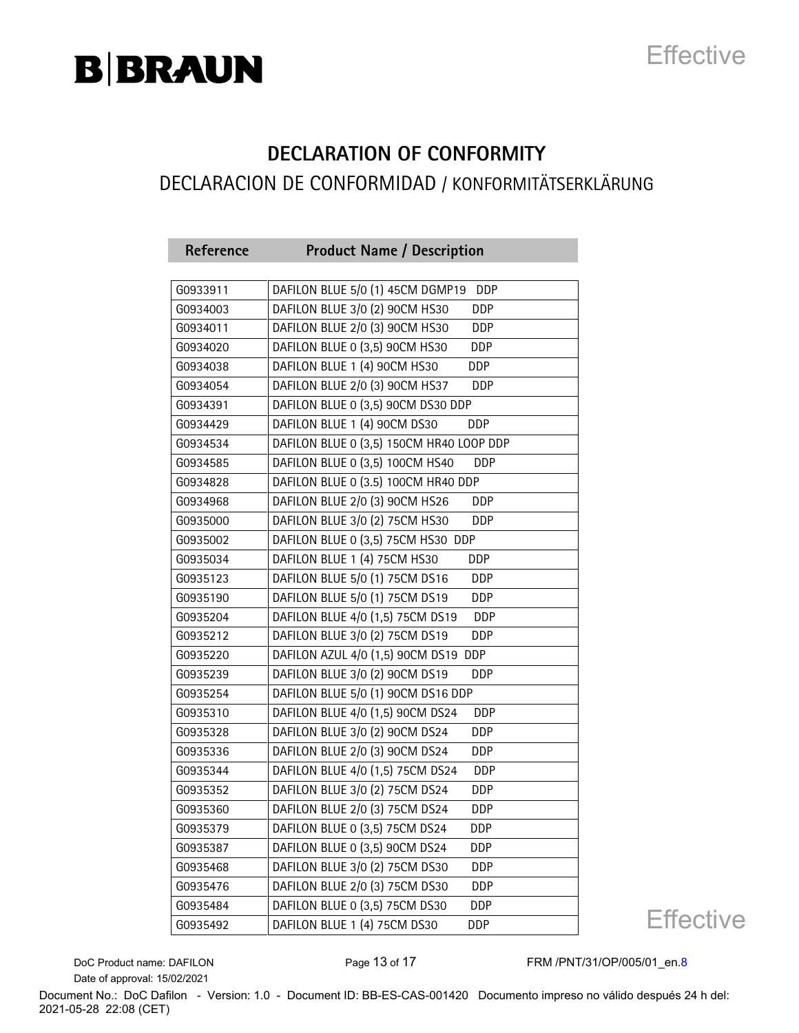# DECLARATION OF CONFORMITY

## DECLARACION DE CONFORMIDAD / KONFORMITÄTSERKLÄRUNG

| Reference | Product Name / Description |
|---|---|
| G0933911 | DAFILON BLUE 5/0 (1) 45CM DGMP19 DDP |
| G0934003 | DAFILON BLUE 3/0 (2) 90CM HS30 DDP |
| G0934011 | DAFILON BLUE 2/0 (3) 90CM HS30 DDP |
| G0934020 | DAFILON BLUE 0 (3,5) 90CM HS30 DDP |
| G0934038 | DAFILON BLUE 1 (4) 90CM HS30 DDP |
| G0934054 | DAFILON BLUE 2/0 (3) 90CM HS37 DDP |
| G0934391 | DAFILON BLUE 0 (3,5) 90CM DS30 DDP |
| G0934429 | DAFILON BLUE 1 (4) 90CM DS30 DDP |
| G0934534 | DAFILON BLUE 0 (3,5) 150CM HR40 LOOP DDP |
| G0934585 | DAFILON BLUE 0 (3,5) 100CM HS40 DDP |
| G0934828 | DAFILON BLUE 0 (3.5) 100CM HR40 DDP |
| G0934968 | DAFILON BLUE 2/0 (3) 90CM HS26 DDP |
| G0935000 | DAFILON BLUE 3/0 (2) 75CM HS30 DDP |
| G0935002 | DAFILON BLUE 0 (3,5) 75CM HS30 DDP |
| G0935034 | DAFILON BLUE 1 (4) 75CM HS30 DDP |
| G0935123 | DAFILON BLUE 5/0 (1) 75CM DS16 DDP |
| G0935190 | DAFILON BLUE 5/0 (1) 75CM DS19 DDP |
| G0935204 | DAFILON BLUE 4/0 (1,5) 75CM DS19 DDP |
| G0935212 | DAFILON BLUE 3/0 (2) 75CM DS19 DDP |
| G0935220 | DAFILON AZUL 4/0 (1,5) 90CM DS19 DDP |
| G0935239 | DAFILON BLUE 3/0 (2) 90CM DS19 DDP |
| G0935254 | DAFILON BLUE 5/0 (1) 90CM DS16 DDP |
| G0935310 | DAFILON BLUE 4/0 (1,5) 90CM DS24 DDP |
| G0935328 | DAFILON BLUE 3/0 (2) 90CM DS24 DDP |
| G0935336 | DAFILON BLUE 2/0 (3) 90CM DS24 DDP |
| G0935344 | DAFILON BLUE 4/0 (1,5) 75CM DS24 DDP |
| G0935352 | DAFILON BLUE 3/0 (2) 75CM DS24 DDP |
| G0935360 | DAFILON BLUE 2/0 (3) 75CM DS24 DDP |
| G0935379 | DAFILON BLUE 0 (3,5) 75CM DS24 DDP |
| G0935387 | DAFILON BLUE 0 (3,5) 90CM DS24 DDP |
| G0935468 | DAFILON BLUE 3/0 (2) 75CM DS30 DDP |
| G0935476 | DAFILON BLUE 2/0 (3) 75CM DS30 DDP |
| G0935484 | DAFILON BLUE 0 (3,5) 75CM DS30 DDP |
| G0935492 | DAFILON BLUE 1 (4) 75CM DS30 DDP |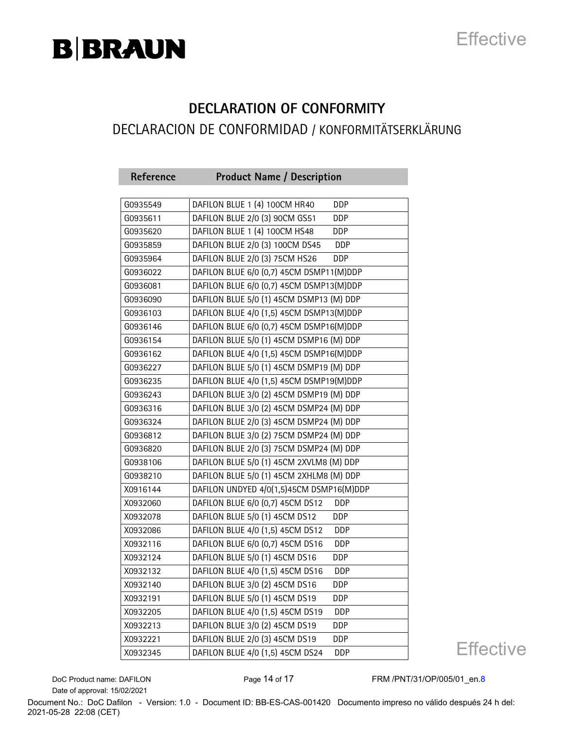## DECLARATION OF CONFORMITY

DECLARACION DE CONFORMIDAD / KONFORMITÄTSERKLÄRUNG

| Reference | Product Name / Description |
|---|---|
| G0935549 | DAFILON BLUE 1 (4) 100CM HR40 DDP |
| G0935611 | DAFILON BLUE 2/0 (3) 90CM GS51 DDP |
| G0935620 | DAFILON BLUE 1 (4) 100CM HS48 DDP |
| G0935859 | DAFILON BLUE 2/0 (3) 100CM DS45 DDP |
| G0935964 | DAFILON BLUE 2/0 (3) 75CM HS26 DDP |
| G0936022 | DAFILON BLUE 6/0 (0,7) 45CM DSMP11(M)DDP |
| G0936081 | DAFILON BLUE 6/0 (0,7) 45CM DSMP13(M)DDP |
| G0936090 | DAFILON BLUE 5/0 (1) 45CM DSMP13 (M) DDP |
| G0936103 | DAFILON BLUE 4/0 (1,5) 45CM DSMP13(M)DDP |
| G0936146 | DAFILON BLUE 6/0 (0,7) 45CM DSMP16(M)DDP |
| G0936154 | DAFILON BLUE 5/0 (1) 45CM DSMP16 (M) DDP |
| G0936162 | DAFILON BLUE 4/0 (1,5) 45CM DSMP16(M)DDP |
| G0936227 | DAFILON BLUE 5/0 (1) 45CM DSMP19 (M) DDP |
| G0936235 | DAFILON BLUE 4/0 (1,5) 45CM DSMP19(M)DDP |
| G0936243 | DAFILON BLUE 3/0 (2) 45CM DSMP19 (M) DDP |
| G0936316 | DAFILON BLUE 3/0 (2) 45CM DSMP24 (M) DDP |
| G0936324 | DAFILON BLUE 2/0 (3) 45CM DSMP24 (M) DDP |
| G0936812 | DAFILON BLUE 3/0 (2) 75CM DSMP24 (M) DDP |
| G0936820 | DAFILON BLUE 2/0 (3) 75CM DSMP24 (M) DDP |
| G0938106 | DAFILON BLUE 5/0 (1) 45CM 2XVLM8 (M) DDP |
| G0938210 | DAFILON BLUE 5/0 (1) 45CM 2XHLM8 (M) DDP |
| X0916144 | DAFILON UNDYED 4/0(1,5)45CM DSMP16(M)DDP |
| X0932060 | DAFILON BLUE 6/0 (0,7) 45CM DS12 DDP |
| X0932078 | DAFILON BLUE 5/0 (1) 45CM DS12 DDP |
| X0932086 | DAFILON BLUE 4/0 (1,5) 45CM DS12 DDP |
| X0932116 | DAFILON BLUE 6/0 (0,7) 45CM DS16 DDP |
| X0932124 | DAFILON BLUE 5/0 (1) 45CM DS16 DDP |
| X0932132 | DAFILON BLUE 4/0 (1,5) 45CM DS16 DDP |
| X0932140 | DAFILON BLUE 3/0 (2) 45CM DS16 DDP |
| X0932191 | DAFILON BLUE 5/0 (1) 45CM DS19 DDP |
| X0932205 | DAFILON BLUE 4/0 (1,5) 45CM DS19 DDP |
| X0932213 | DAFILON BLUE 3/0 (2) 45CM DS19 DDP |
| X0932221 | DAFILON BLUE 2/0 (3) 45CM DS19 DDP |
| X0932345 | DAFILON BLUE 4/0 (1,5) 45CM DS24 DDP |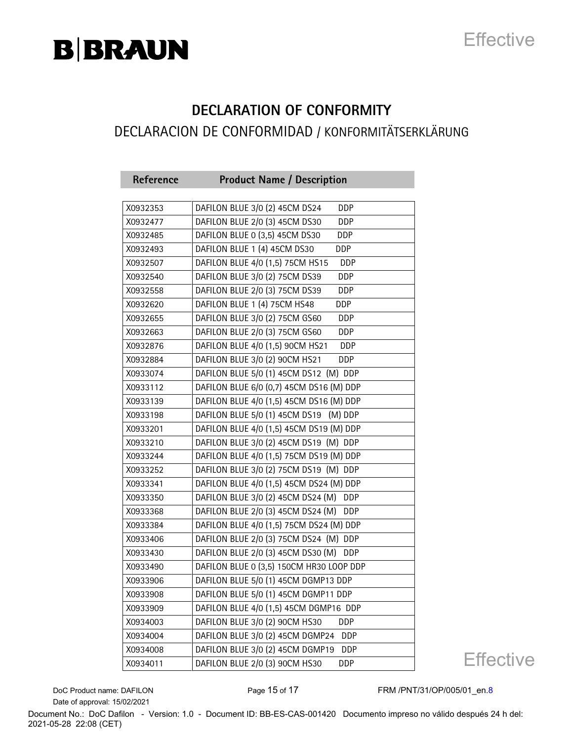# DECLARATION OF CONFORMITY

## DECLARACION DE CONFORMIDAD / KONFORMITÄTSERKLÄRUNG

| Reference | Product Name / Description |
|---|---|
| X0932353 | DAFILON BLUE 3/0 (2) 45CM DS24 DDP |
| X0932477 | DAFILON BLUE 2/0 (3) 45CM DS30 DDP |
| X0932485 | DAFILON BLUE 0 (3,5) 45CM DS30 DDP |
| X0932493 | DAFILON BLUE 1 (4) 45CM DS30 DDP |
| X0932507 | DAFILON BLUE 4/0 (1,5) 75CM HS15 DDP |
| X0932540 | DAFILON BLUE 3/0 (2) 75CM DS39 DDP |
| X0932558 | DAFILON BLUE 2/0 (3) 75CM DS39 DDP |
| X0932620 | DAFILON BLUE 1 (4) 75CM HS48 DDP |
| X0932655 | DAFILON BLUE 3/0 (2) 75CM GS60 DDP |
| X0932663 | DAFILON BLUE 2/0 (3) 75CM GS60 DDP |
| X0932876 | DAFILON BLUE 4/0 (1,5) 90CM HS21 DDP |
| X0932884 | DAFILON BLUE 3/0 (2) 90CM HS21 DDP |
| X0933074 | DAFILON BLUE 5/0 (1) 45CM DS12 (M) DDP |
| X0933112 | DAFILON BLUE 6/0 (0,7) 45CM DS16 (M) DDP |
| X0933139 | DAFILON BLUE 4/0 (1,5) 45CM DS16 (M) DDP |
| X0933198 | DAFILON BLUE 5/0 (1) 45CM DS19 (M) DDP |
| X0933201 | DAFILON BLUE 4/0 (1,5) 45CM DS19 (M) DDP |
| X0933210 | DAFILON BLUE 3/0 (2) 45CM DS19 (M) DDP |
| X0933244 | DAFILON BLUE 4/0 (1,5) 75CM DS19 (M) DDP |
| X0933252 | DAFILON BLUE 3/0 (2) 75CM DS19 (M) DDP |
| X0933341 | DAFILON BLUE 4/0 (1,5) 45CM DS24 (M) DDP |
| X0933350 | DAFILON BLUE 3/0 (2) 45CM DS24 (M) DDP |
| X0933368 | DAFILON BLUE 2/0 (3) 45CM DS24 (M) DDP |
| X0933384 | DAFILON BLUE 4/0 (1,5) 75CM DS24 (M) DDP |
| X0933406 | DAFILON BLUE 2/0 (3) 75CM DS24 (M) DDP |
| X0933430 | DAFILON BLUE 2/0 (3) 45CM DS30 (M) DDP |
| X0933490 | DAFILON BLUE 0 (3,5) 150CM HR30 LOOP DDP |
| X0933906 | DAFILON BLUE 5/0 (1) 45CM DGMP13 DDP |
| X0933908 | DAFILON BLUE 5/0 (1) 45CM DGMP11 DDP |
| X0933909 | DAFILON BLUE 4/0 (1,5) 45CM DGMP16 DDP |
| X0934003 | DAFILON BLUE 3/0 (2) 90CM HS30 DDP |
| X0934004 | DAFILON BLUE 3/0 (2) 45CM DGMP24 DDP |
| X0934008 | DAFILON BLUE 3/0 (2) 45CM DGMP19 DDP |
| X0934011 | DAFILON BLUE 2/0 (3) 90CM HS30 DDP |

DoC Product name: DAFILON
Date of approval: 15/02/2021

FRM /PNT/31/OP/005/01_en.8

Document No.: DoC Dafilon - Version: 1.0 - Document ID: BB-ES-CAS-001420 Documento impreso no válido después 24 h del: 2021-05-28 22:08 (CET)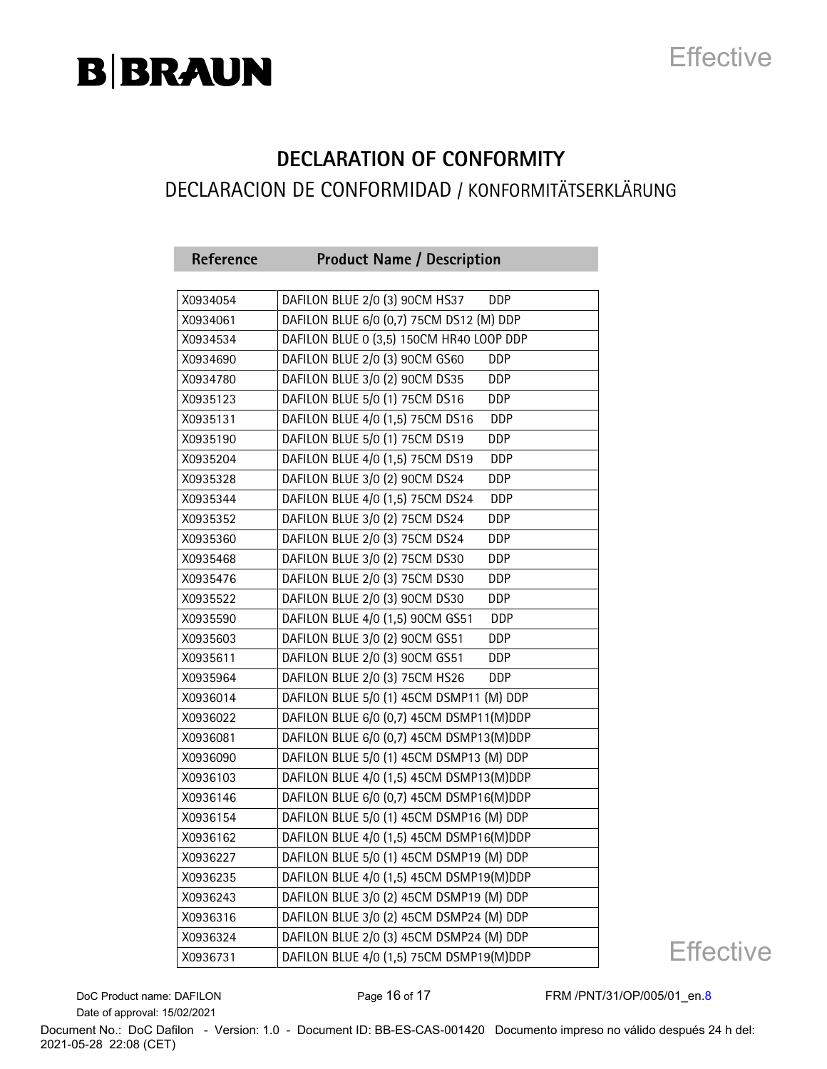# DECLARATION OF CONFORMITY

## DECLARACION DE CONFORMIDAD / KONFORMITÄTSERKLÄRUNG

| Reference | Product Name / Description |
|---|---|
| X0934054 | DAFILON BLUE 2/0 (3) 90CM HS37 DDP |
| X0934061 | DAFILON BLUE 6/0 (0,7) 75CM DS12 (M) DDP |
| X0934534 | DAFILON BLUE 0 (3,5) 150CM HR40 LOOP DDP |
| X0934690 | DAFILON BLUE 2/0 (3) 90CM GS60 DDP |
| X0934780 | DAFILON BLUE 3/0 (2) 90CM DS35 DDP |
| X0935123 | DAFILON BLUE 5/0 (1) 75CM DS16 DDP |
| X0935131 | DAFILON BLUE 4/0 (1,5) 75CM DS16 DDP |
| X0935190 | DAFILON BLUE 5/0 (1) 75CM DS19 DDP |
| X0935204 | DAFILON BLUE 4/0 (1,5) 75CM DS19 DDP |
| X0935328 | DAFILON BLUE 3/0 (2) 90CM DS24 DDP |
| X0935344 | DAFILON BLUE 4/0 (1,5) 75CM DS24 DDP |
| X0935352 | DAFILON BLUE 3/0 (2) 75CM DS24 DDP |
| X0935360 | DAFILON BLUE 2/0 (3) 75CM DS24 DDP |
| X0935468 | DAFILON BLUE 3/0 (2) 75CM DS30 DDP |
| X0935476 | DAFILON BLUE 2/0 (3) 75CM DS30 DDP |
| X0935522 | DAFILON BLUE 2/0 (3) 90CM DS30 DDP |
| X0935590 | DAFILON BLUE 4/0 (1,5) 90CM GS51 DDP |
| X0935603 | DAFILON BLUE 3/0 (2) 90CM GS51 DDP |
| X0935611 | DAFILON BLUE 2/0 (3) 90CM GS51 DDP |
| X0935964 | DAFILON BLUE 2/0 (3) 75CM HS26 DDP |
| X0936014 | DAFILON BLUE 5/0 (1) 45CM DSMP11 (M) DDP |
| X0936022 | DAFILON BLUE 6/0 (0,7) 45CM DSMP11(M)DDP |
| X0936081 | DAFILON BLUE 6/0 (0,7) 45CM DSMP13(M)DDP |
| X0936090 | DAFILON BLUE 5/0 (1) 45CM DSMP13 (M) DDP |
| X0936103 | DAFILON BLUE 4/0 (1,5) 45CM DSMP13(M)DDP |
| X0936146 | DAFILON BLUE 6/0 (0,7) 45CM DSMP16(M)DDP |
| X0936154 | DAFILON BLUE 5/0 (1) 45CM DSMP16 (M) DDP |
| X0936162 | DAFILON BLUE 4/0 (1,5) 45CM DSMP16(M)DDP |
| X0936227 | DAFILON BLUE 5/0 (1) 45CM DSMP19 (M) DDP |
| X0936235 | DAFILON BLUE 4/0 (1,5) 45CM DSMP19(M)DDP |
| X0936243 | DAFILON BLUE 3/0 (2) 45CM DSMP19 (M) DDP |
| X0936316 | DAFILON BLUE 3/0 (2) 45CM DSMP24 (M) DDP |
| X0936324 | DAFILON BLUE 2/0 (3) 45CM DSMP24 (M) DDP |
| X0936731 | DAFILON BLUE 4/0 (1,5) 75CM DSMP19(M)DDP |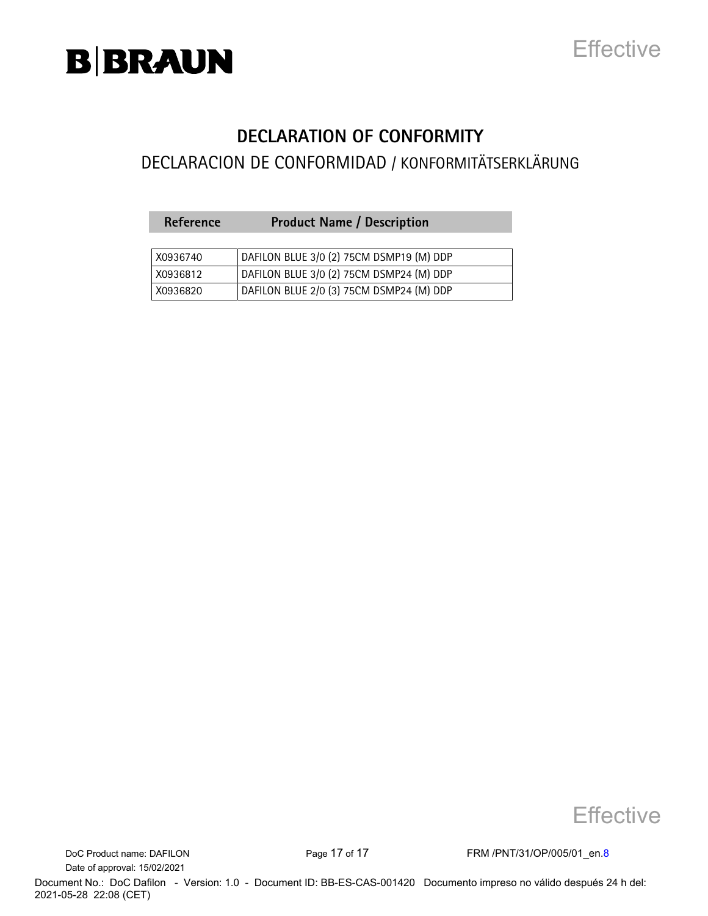# DECLARATION OF CONFORMITY

## DECLARACION DE CONFORMIDAD / KONFORMITÄTSERKLÄRUNG

| Reference | Product Name / Description |
|---|---|
| X0936740 | DAFILON BLUE 3/0 (2) 75CM DSMP19 (M) DDP |
| X0936812 | DAFILON BLUE 3/0 (2) 75CM DSMP24 (M) DDP |
| X0936820 | DAFILON BLUE 2/0 (3) 75CM DSMP24 (M) DDP |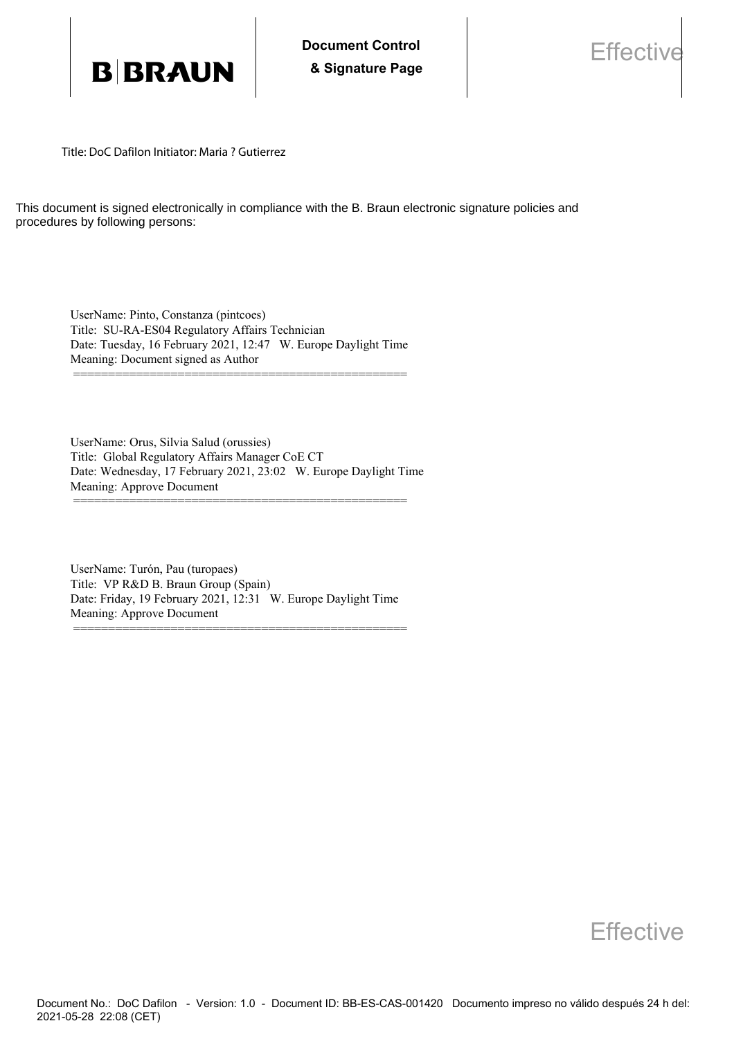**B|BRAUN**

**Document Control & Signature Page**

Effective

Title: DoC Dafilon Initiator: Maria ? Gutierrez

This document is signed electronically in compliance with the B. Braun electronic signature policies and procedures by following persons:

UserName: Pinto, Constanza (pintcoes)
Title: SU-RA-ES04 Regulatory Affairs Technician
Date: Tuesday, 16 February 2021, 12:47 W. Europe Daylight Time
Meaning: Document signed as Author

==================================================

UserName: Orus, Silvia Salud (orussies)
Title: Global Regulatory Affairs Manager CoE CT
Date: Wednesday, 17 February 2021, 23:02 W. Europe Daylight Time
Meaning: Approve Document

==================================================

UserName: Turón, Pau (turopaes)
Title: VP R&D B. Braun Group (Spain)
Date: Friday, 19 February 2021, 12:31 W. Europe Daylight Time
Meaning: Approve Document

==================================================

Effective

Document No.: DoC Dafilon - Version: 1.0 - Document ID: BB-ES-CAS-001420 Documento impreso no válido después 24 h del: 2021-05-28 22:08 (CET)